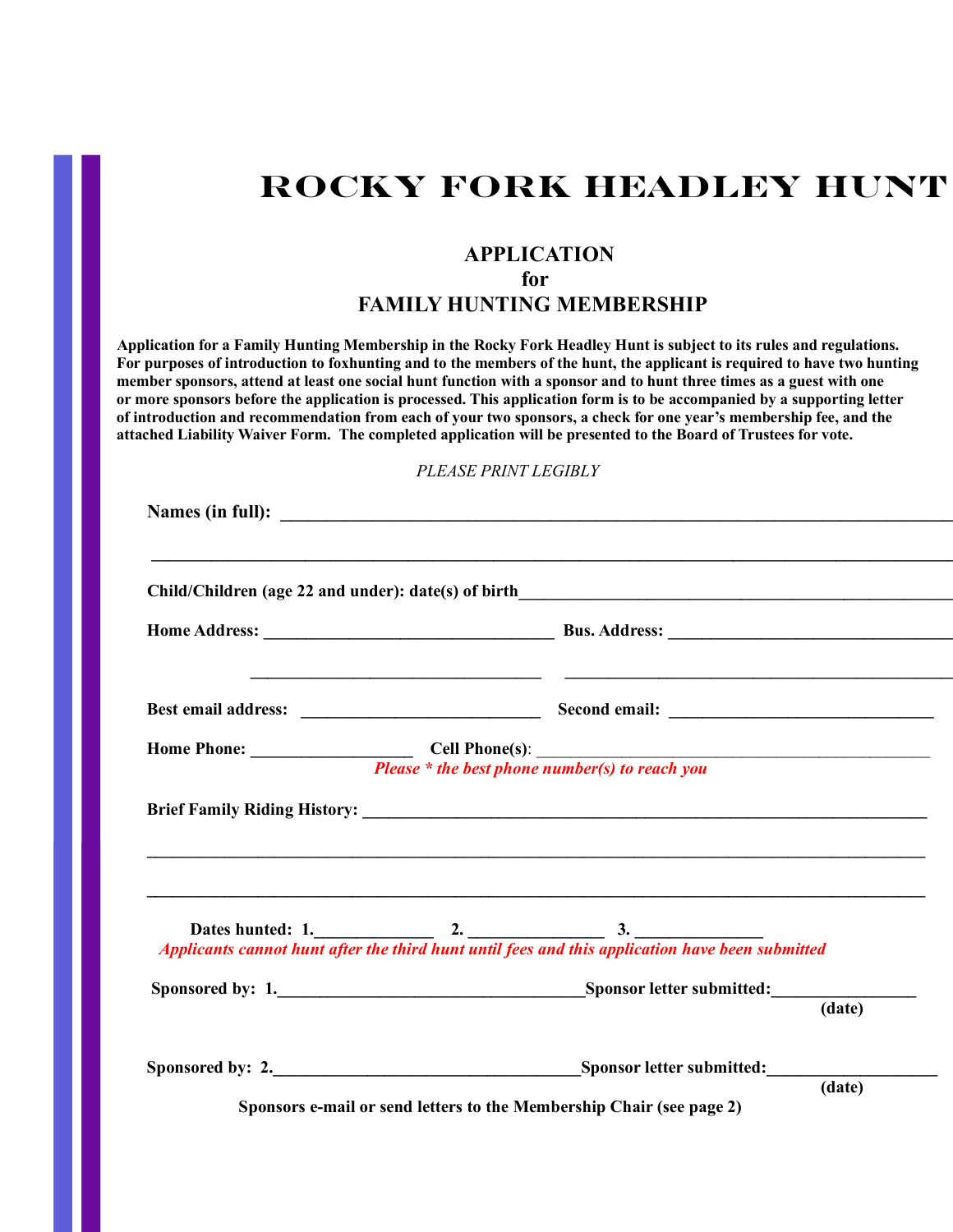# ROCKY FORK HEADLEY HUNT

## APPLICATION
## for
## FAMILY HUNTING MEMBERSHIP

**Application for a Family Hunting Membership in the Rocky Fork Headley Hunt is subject to its rules and regulations. For purposes of introduction to foxhunting and to the members of the hunt, the applicant is required to have two hunting member sponsors, attend at least one social hunt function with a sponsor and to hunt three times as a guest with one or more sponsors before the application is processed. This application form is to be accompanied by a supporting letter of introduction and recommendation from each of your two sponsors, a check for one year's membership fee, and the attached Liability Waiver Form. The completed application will be presented to the Board of Trustees for vote.**

*PLEASE PRINT LEGIBLY*

**Names (in full):** ______________________________________________________________________________

______________________________________________________________________________________________

**Child/Children (age 22 and under): date(s) of birth**__________________________________________________

**Home Address:** __________________________________ **Bus. Address:** __________________________________

__________________________________ ______________________________________________

**Best email address:** ____________________________ **Second email:** ______________________________

**Home Phone:** ___________________ **Cell Phone(s)**: _______________________________________________

***Please * the best phone number(s) to reach you***

**Brief Family Riding History:** _______________________________________________________________

______________________________________________________________________________________________

______________________________________________________________________________________________

**Dates hunted: 1.**______________ **2.** ________________ **3.** _______________

***Applicants cannot hunt after the third hunt until fees and this application have been submitted***

**Sponsored by: 1.**___________________________________**Sponsor letter submitted:**________________
**(date)**

**Sponsored by: 2.**___________________________________**Sponsor letter submitted:**___________________
**(date)**

**Sponsors e-mail or send letters to the Membership Chair (see page 2)**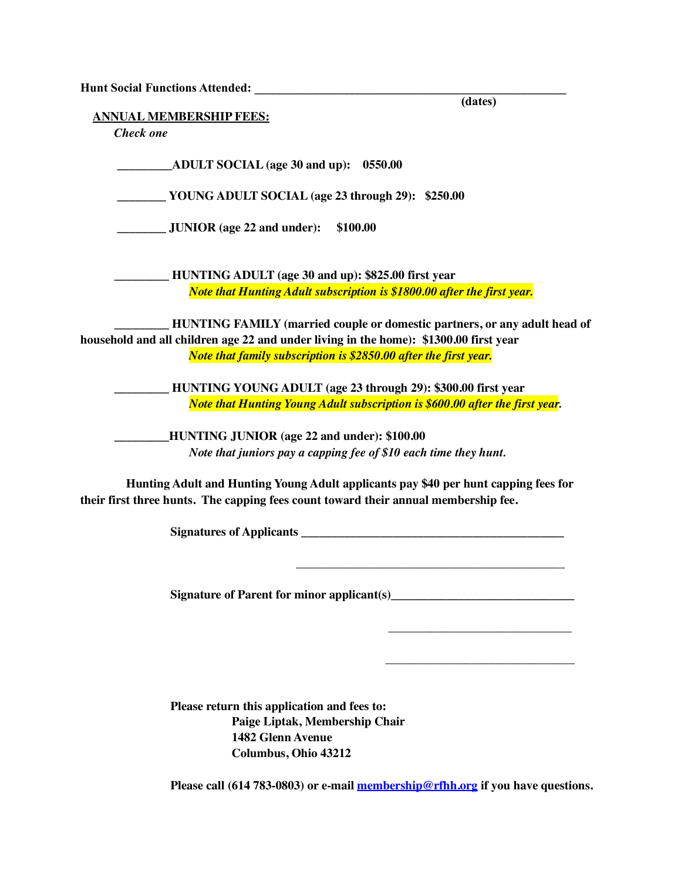**Hunt Social Functions Attended: \_\_\_\_\_\_\_\_\_\_\_\_\_\_\_\_\_\_\_\_\_\_\_\_\_\_\_\_\_\_\_\_\_\_\_\_\_\_\_\_\_\_\_\_\_\_\_\_\_\_\_**

**(dates)**

**ANNUAL MEMBERSHIP FEES:**

***Check one***

**\_\_\_\_\_\_\_\_\_ADULT SOCIAL (age 30 and up): 0550.00**

**\_\_\_\_\_\_\_\_ YOUNG ADULT SOCIAL (age 23 through 29): $250.00**

**\_\_\_\_\_\_\_\_ JUNIOR (age 22 and under): $100.00**

**\_\_\_\_\_\_\_\_\_ HUNTING ADULT (age 30 and up): $825.00 first year**

***Note that Hunting Adult subscription is $1800.00 after the first year.***

**\_\_\_\_\_\_\_\_\_ HUNTING FAMILY (married couple or domestic partners, or any adult head of household and all children age 22 and under living in the home): $1300.00 first year**

***Note that family subscription is $2850.00 after the first year.***

**\_\_\_\_\_\_\_\_\_ HUNTING YOUNG ADULT (age 23 through 29): $300.00 first year**

***Note that Hunting Young Adult subscription is $600.00 after the first year.***

**\_\_\_\_\_\_\_\_\_HUNTING JUNIOR (age 22 and under): $100.00**

***Note that juniors pay a capping fee of $10 each time they hunt.***

**Hunting Adult and Hunting Young Adult applicants pay $40 per hunt capping fees for their first three hunts. The capping fees count toward their annual membership fee.**

**Signatures of Applicants \_\_\_\_\_\_\_\_\_\_\_\_\_\_\_\_\_\_\_\_\_\_\_\_\_\_\_\_\_\_\_\_\_\_\_\_\_\_\_\_\_\_\_\_**

\_\_\_\_\_\_\_\_\_\_\_\_\_\_\_\_\_\_\_\_\_\_\_\_\_\_\_\_\_\_\_\_\_\_\_\_\_\_\_\_\_\_\_\_

**Signature of Parent for minor applicant(s)\_\_\_\_\_\_\_\_\_\_\_\_\_\_\_\_\_\_\_\_\_\_\_\_\_\_\_\_\_\_**

\_\_\_\_\_\_\_\_\_\_\_\_\_\_\_\_\_\_\_\_\_\_\_\_\_\_\_\_\_\_

\_\_\_\_\_\_\_\_\_\_\_\_\_\_\_\_\_\_\_\_\_\_\_\_\_\_\_\_\_\_

**Please return this application and fees to:**

**Paige Liptak, Membership Chair**
**1482 Glenn Avenue**
**Columbus, Ohio 43212**

**Please call (614 783-0803) or e-mail [membership@rfhh.org](mailto:membership@rfhh.org) if you have questions.**